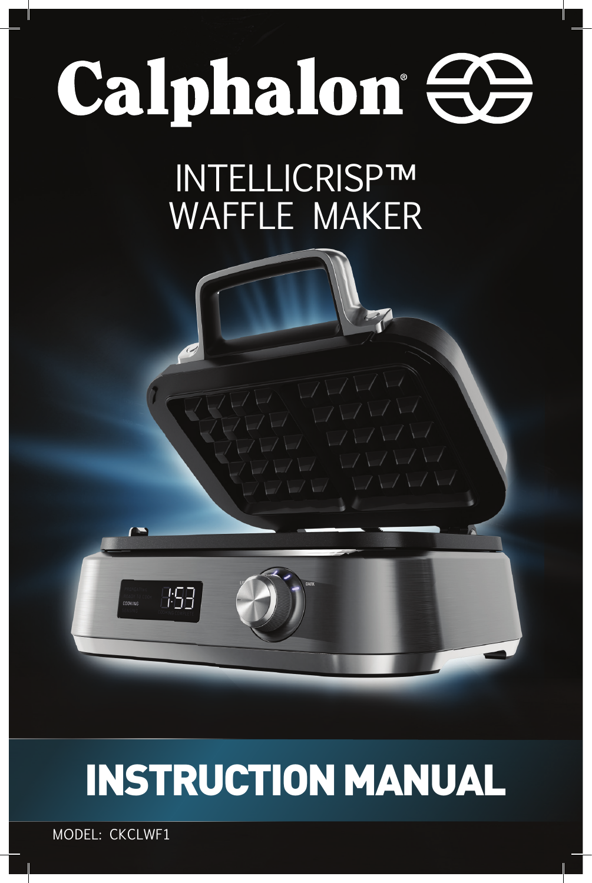# Calphalon®

## INTELLICRISP™ WAFFLE MAKER

# INSTRUCTION MANUAL

MODEL: CKCLWF1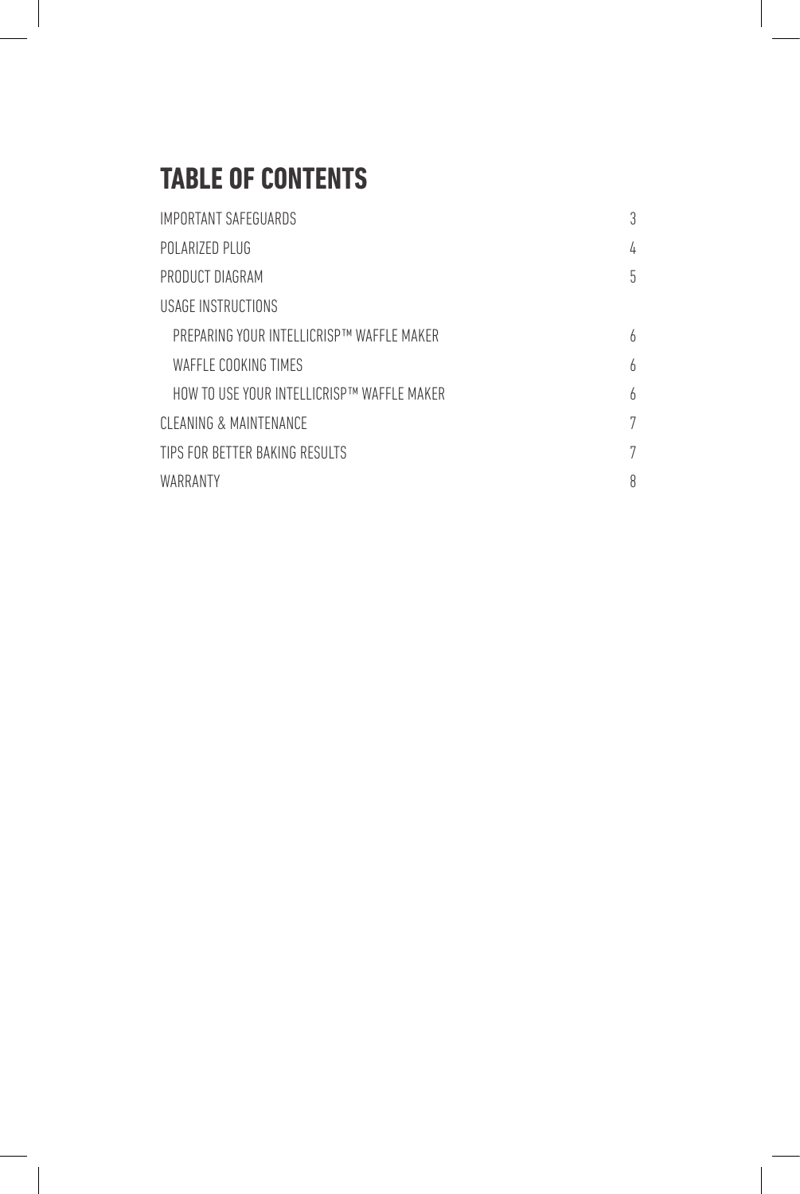# TABLE OF CONTENTS

| | |
|---|---|
| IMPORTANT SAFEGUARDS | 3 |
| POLARIZED PLUG | 4 |
| PRODUCT DIAGRAM | 5 |
| USAGE INSTRUCTIONS | |
| PREPARING YOUR INTELLICRISP™ WAFFLE MAKER | 6 |
| WAFFLE COOKING TIMES | 6 |
| HOW TO USE YOUR INTELLICRISP™ WAFFLE MAKER | 6 |
| CLEANING & MAINTENANCE | 7 |
| TIPS FOR BETTER BAKING RESULTS | 7 |
| WARRANTY | 8 |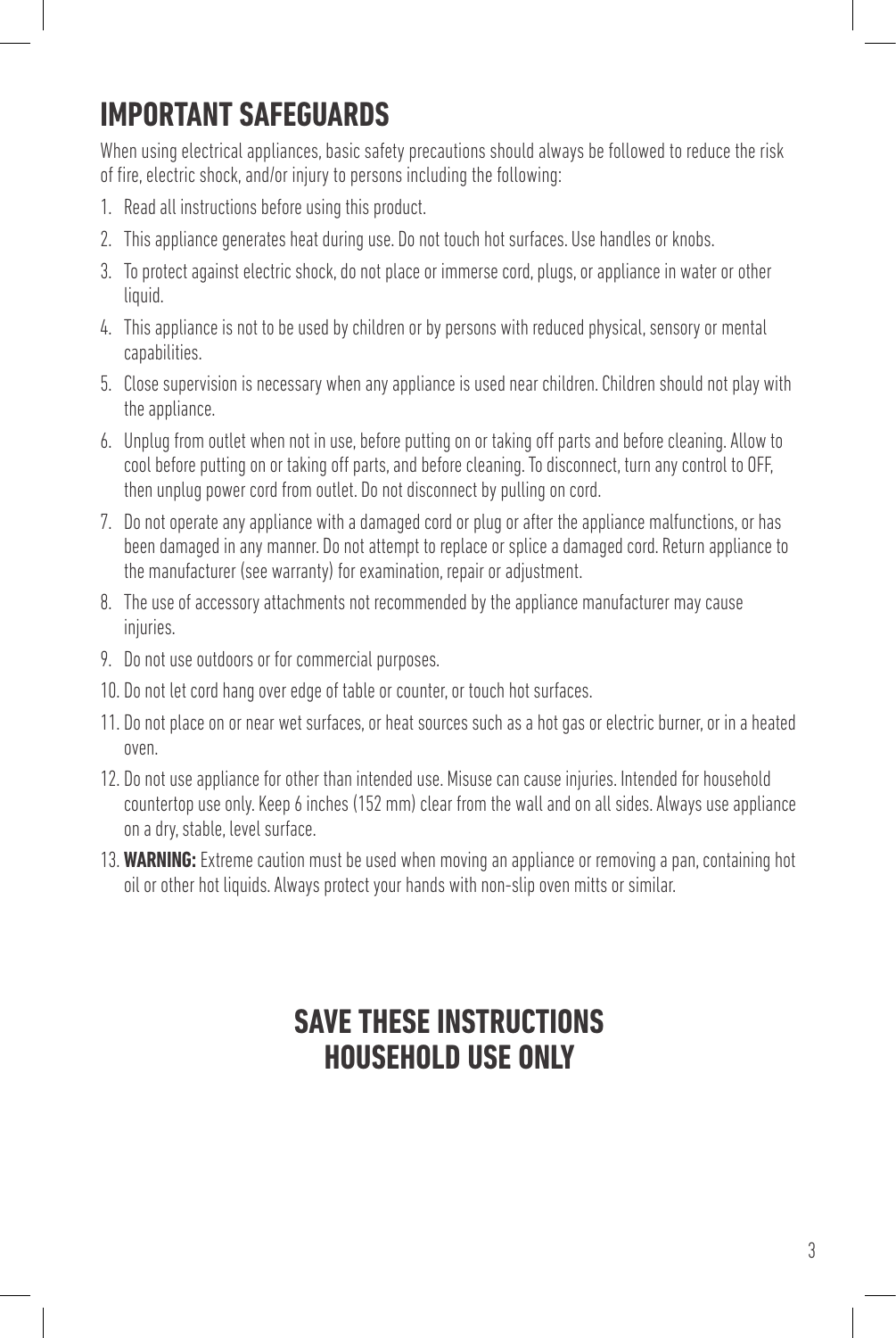# IMPORTANT SAFEGUARDS

When using electrical appliances, basic safety precautions should always be followed to reduce the risk of fire, electric shock, and/or injury to persons including the following:

1. Read all instructions before using this product.
2. This appliance generates heat during use. Do not touch hot surfaces. Use handles or knobs.
3. To protect against electric shock, do not place or immerse cord, plugs, or appliance in water or other liquid.
4. This appliance is not to be used by children or by persons with reduced physical, sensory or mental capabilities.
5. Close supervision is necessary when any appliance is used near children. Children should not play with the appliance.
6. Unplug from outlet when not in use, before putting on or taking off parts and before cleaning. Allow to cool before putting on or taking off parts, and before cleaning. To disconnect, turn any control to OFF, then unplug power cord from outlet. Do not disconnect by pulling on cord.
7. Do not operate any appliance with a damaged cord or plug or after the appliance malfunctions, or has been damaged in any manner. Do not attempt to replace or splice a damaged cord. Return appliance to the manufacturer (see warranty) for examination, repair or adjustment.
8. The use of accessory attachments not recommended by the appliance manufacturer may cause injuries.
9. Do not use outdoors or for commercial purposes.
10. Do not let cord hang over edge of table or counter, or touch hot surfaces.
11. Do not place on or near wet surfaces, or heat sources such as a hot gas or electric burner, or in a heated oven.
12. Do not use appliance for other than intended use. Misuse can cause injuries. Intended for household countertop use only. Keep 6 inches (152 mm) clear from the wall and on all sides. Always use appliance on a dry, stable, level surface.
13. **WARNING:** Extreme caution must be used when moving an appliance or removing a pan, containing hot oil or other hot liquids. Always protect your hands with non-slip oven mitts or similar.

## SAVE THESE INSTRUCTIONS
## HOUSEHOLD USE ONLY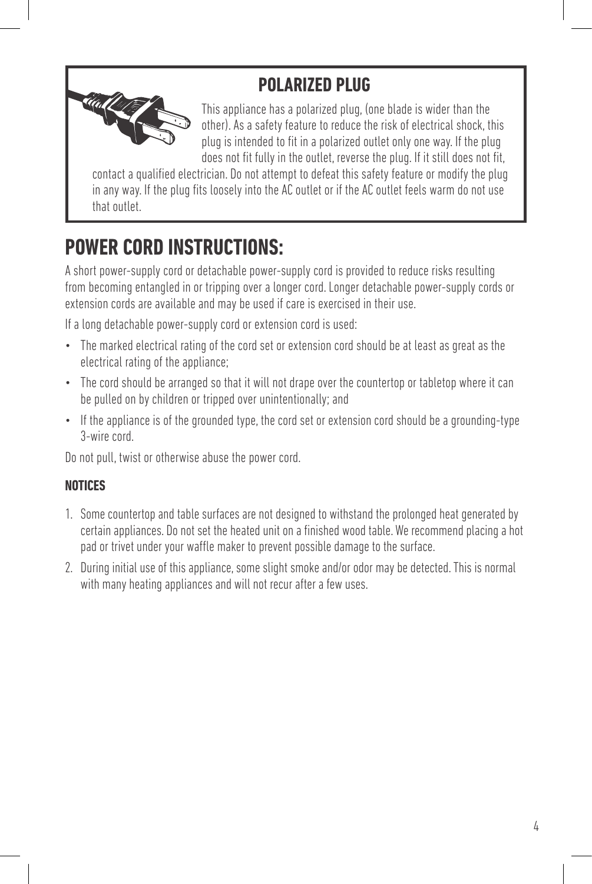## POLARIZED PLUG

This appliance has a polarized plug, (one blade is wider than the other). As a safety feature to reduce the risk of electrical shock, this plug is intended to fit in a polarized outlet only one way. If the plug does not fit fully in the outlet, reverse the plug. If it still does not fit, contact a qualified electrician. Do not attempt to defeat this safety feature or modify the plug in any way. If the plug fits loosely into the AC outlet or if the AC outlet feels warm do not use that outlet.

# POWER CORD INSTRUCTIONS:

A short power-supply cord or detachable power-supply cord is provided to reduce risks resulting from becoming entangled in or tripping over a longer cord. Longer detachable power-supply cords or extension cords are available and may be used if care is exercised in their use.

If a long detachable power-supply cord or extension cord is used:

- The marked electrical rating of the cord set or extension cord should be at least as great as the electrical rating of the appliance;
- The cord should be arranged so that it will not drape over the countertop or tabletop where it can be pulled on by children or tripped over unintentionally; and
- If the appliance is of the grounded type, the cord set or extension cord should be a grounding-type 3-wire cord.

Do not pull, twist or otherwise abuse the power cord.

### NOTICES

1. Some countertop and table surfaces are not designed to withstand the prolonged heat generated by certain appliances. Do not set the heated unit on a finished wood table. We recommend placing a hot pad or trivet under your waffle maker to prevent possible damage to the surface.
2. During initial use of this appliance, some slight smoke and/or odor may be detected. This is normal with many heating appliances and will not recur after a few uses.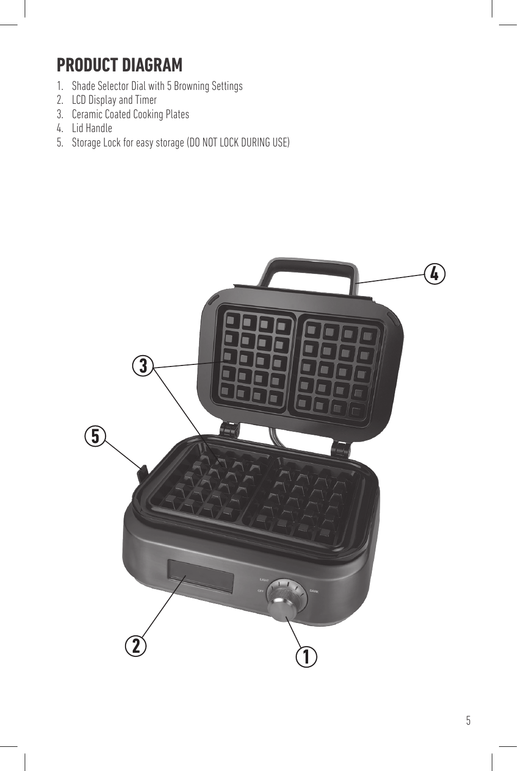# PRODUCT DIAGRAM

1. Shade Selector Dial with 5 Browning Settings
2. LCD Display and Timer
3. Ceramic Coated Cooking Plates
4. Lid Handle
5. Storage Lock for easy storage (DO NOT LOCK DURING USE)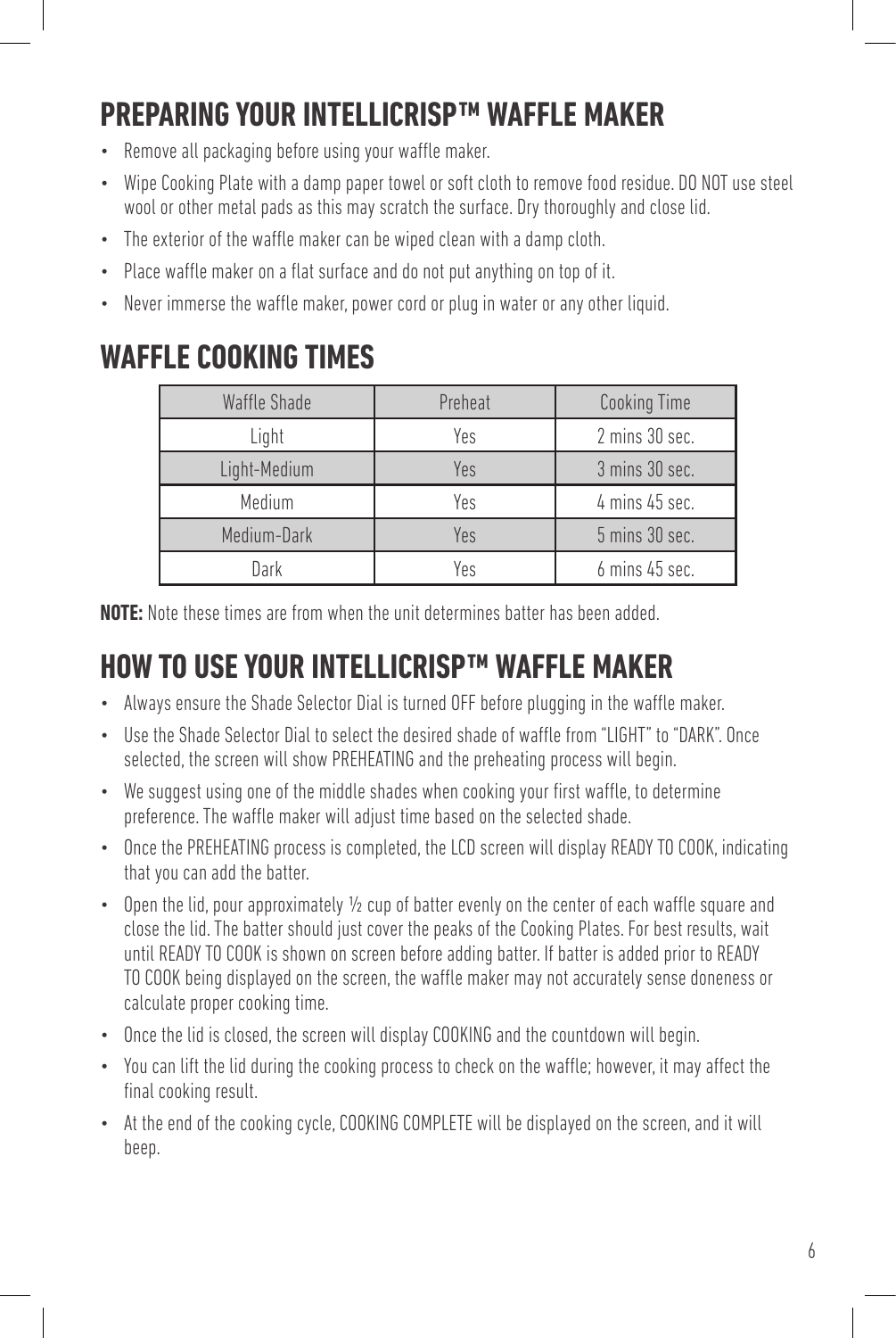## PREPARING YOUR INTELLICRISP™ WAFFLE MAKER

- Remove all packaging before using your waffle maker.
- Wipe Cooking Plate with a damp paper towel or soft cloth to remove food residue. DO NOT use steel wool or other metal pads as this may scratch the surface. Dry thoroughly and close lid.
- The exterior of the waffle maker can be wiped clean with a damp cloth.
- Place waffle maker on a flat surface and do not put anything on top of it.
- Never immerse the waffle maker, power cord or plug in water or any other liquid.

## WAFFLE COOKING TIMES

| Waffle Shade | Preheat | Cooking Time |
|---|---|---|
| Light | Yes | 2 mins 30 sec. |
| Light-Medium | Yes | 3 mins 30 sec. |
| Medium | Yes | 4 mins 45 sec. |
| Medium-Dark | Yes | 5 mins 30 sec. |
| Dark | Yes | 6 mins 45 sec. |

**NOTE:** Note these times are from when the unit determines batter has been added.

## HOW TO USE YOUR INTELLICRISP™ WAFFLE MAKER

- Always ensure the Shade Selector Dial is turned OFF before plugging in the waffle maker.
- Use the Shade Selector Dial to select the desired shade of waffle from "LIGHT" to "DARK". Once selected, the screen will show PREHEATING and the preheating process will begin.
- We suggest using one of the middle shades when cooking your first waffle, to determine preference. The waffle maker will adjust time based on the selected shade.
- Once the PREHEATING process is completed, the LCD screen will display READY TO COOK, indicating that you can add the batter.
- Open the lid, pour approximately ½ cup of batter evenly on the center of each waffle square and close the lid. The batter should just cover the peaks of the Cooking Plates. For best results, wait until READY TO COOK is shown on screen before adding batter. If batter is added prior to READY TO COOK being displayed on the screen, the waffle maker may not accurately sense doneness or calculate proper cooking time.
- Once the lid is closed, the screen will display COOKING and the countdown will begin.
- You can lift the lid during the cooking process to check on the waffle; however, it may affect the final cooking result.
- At the end of the cooking cycle, COOKING COMPLETE will be displayed on the screen, and it will beep.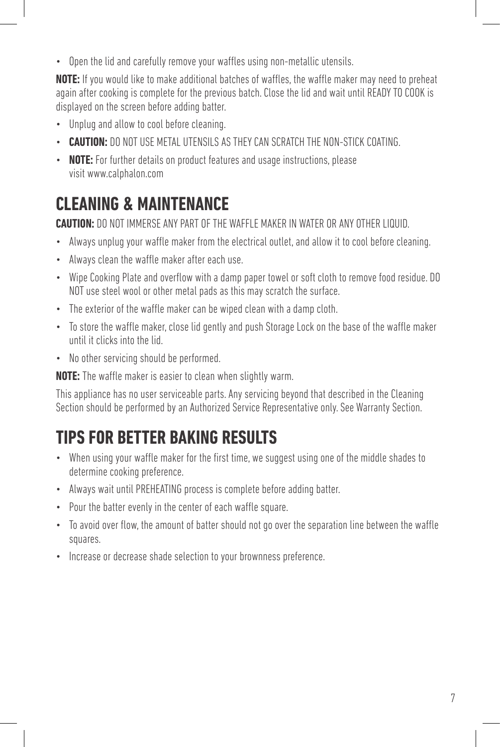- Open the lid and carefully remove your waffles using non-metallic utensils.

**NOTE:** If you would like to make additional batches of waffles, the waffle maker may need to preheat again after cooking is complete for the previous batch. Close the lid and wait until READY TO COOK is displayed on the screen before adding batter.

- Unplug and allow to cool before cleaning.
- **CAUTION:** DO NOT USE METAL UTENSILS AS THEY CAN SCRATCH THE NON-STICK COATING.
- **NOTE:** For further details on product features and usage instructions, please visit www.calphalon.com

# CLEANING & MAINTENANCE

**CAUTION:** DO NOT IMMERSE ANY PART OF THE WAFFLE MAKER IN WATER OR ANY OTHER LIQUID.

- Always unplug your waffle maker from the electrical outlet, and allow it to cool before cleaning.
- Always clean the waffle maker after each use.
- Wipe Cooking Plate and overflow with a damp paper towel or soft cloth to remove food residue. DO NOT use steel wool or other metal pads as this may scratch the surface.
- The exterior of the waffle maker can be wiped clean with a damp cloth.
- To store the waffle maker, close lid gently and push Storage Lock on the base of the waffle maker until it clicks into the lid.
- No other servicing should be performed.

**NOTE:** The waffle maker is easier to clean when slightly warm.

This appliance has no user serviceable parts. Any servicing beyond that described in the Cleaning Section should be performed by an Authorized Service Representative only. See Warranty Section.

# TIPS FOR BETTER BAKING RESULTS

- When using your waffle maker for the first time, we suggest using one of the middle shades to determine cooking preference.
- Always wait until PREHEATING process is complete before adding batter.
- Pour the batter evenly in the center of each waffle square.
- To avoid over flow, the amount of batter should not go over the separation line between the waffle squares.
- Increase or decrease shade selection to your brownness preference.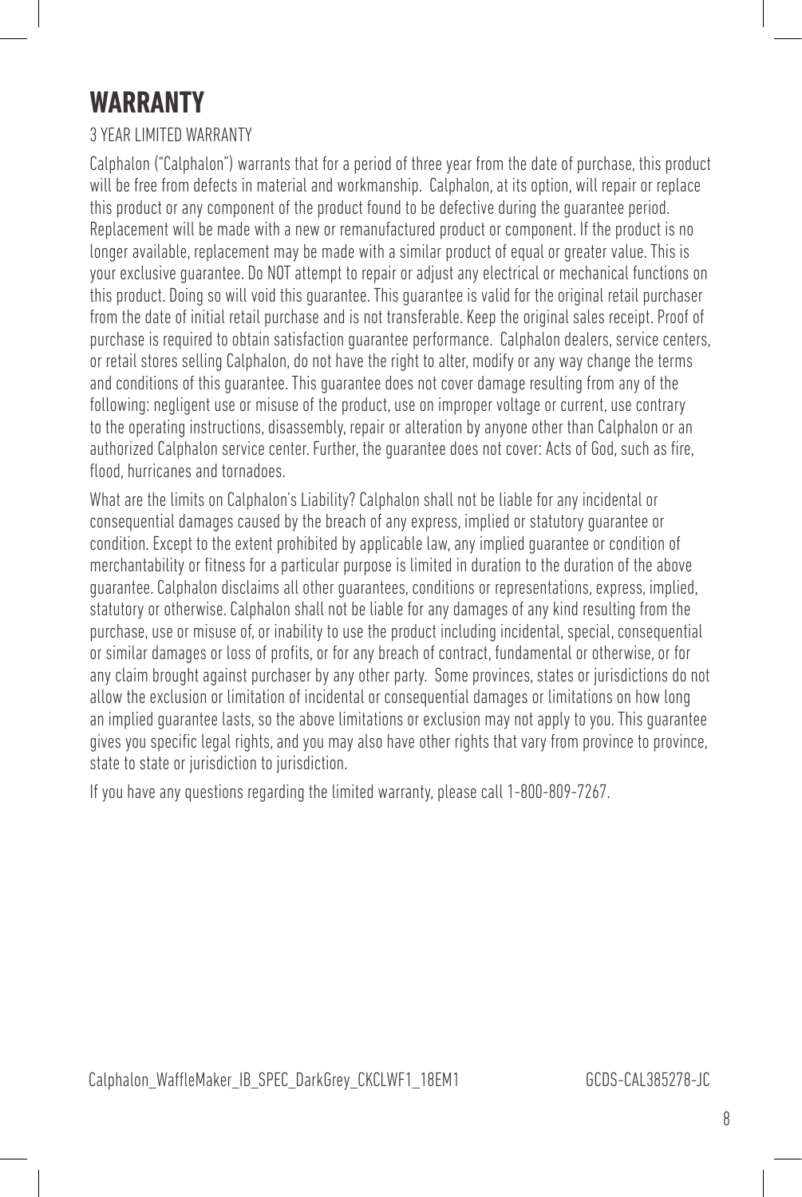# WARRANTY

3 YEAR LIMITED WARRANTY

Calphalon ("Calphalon") warrants that for a period of three year from the date of purchase, this product will be free from defects in material and workmanship. Calphalon, at its option, will repair or replace this product or any component of the product found to be defective during the guarantee period. Replacement will be made with a new or remanufactured product or component. If the product is no longer available, replacement may be made with a similar product of equal or greater value. This is your exclusive guarantee. Do NOT attempt to repair or adjust any electrical or mechanical functions on this product. Doing so will void this guarantee. This guarantee is valid for the original retail purchaser from the date of initial retail purchase and is not transferable. Keep the original sales receipt. Proof of purchase is required to obtain satisfaction guarantee performance. Calphalon dealers, service centers, or retail stores selling Calphalon, do not have the right to alter, modify or any way change the terms and conditions of this guarantee. This guarantee does not cover damage resulting from any of the following: negligent use or misuse of the product, use on improper voltage or current, use contrary to the operating instructions, disassembly, repair or alteration by anyone other than Calphalon or an authorized Calphalon service center. Further, the guarantee does not cover: Acts of God, such as fire, flood, hurricanes and tornadoes.

What are the limits on Calphalon's Liability? Calphalon shall not be liable for any incidental or consequential damages caused by the breach of any express, implied or statutory guarantee or condition. Except to the extent prohibited by applicable law, any implied guarantee or condition of merchantability or fitness for a particular purpose is limited in duration to the duration of the above guarantee. Calphalon disclaims all other guarantees, conditions or representations, express, implied, statutory or otherwise. Calphalon shall not be liable for any damages of any kind resulting from the purchase, use or misuse of, or inability to use the product including incidental, special, consequential or similar damages or loss of profits, or for any breach of contract, fundamental or otherwise, or for any claim brought against purchaser by any other party. Some provinces, states or jurisdictions do not allow the exclusion or limitation of incidental or consequential damages or limitations on how long an implied guarantee lasts, so the above limitations or exclusion may not apply to you. This guarantee gives you specific legal rights, and you may also have other rights that vary from province to province, state to state or jurisdiction to jurisdiction.

If you have any questions regarding the limited warranty, please call 1-800-809-7267.

Calphalon_WaffleMaker_IB_SPEC_DarkGrey_CKCLWF1_18EM1 GCDS-CAL385278-JC